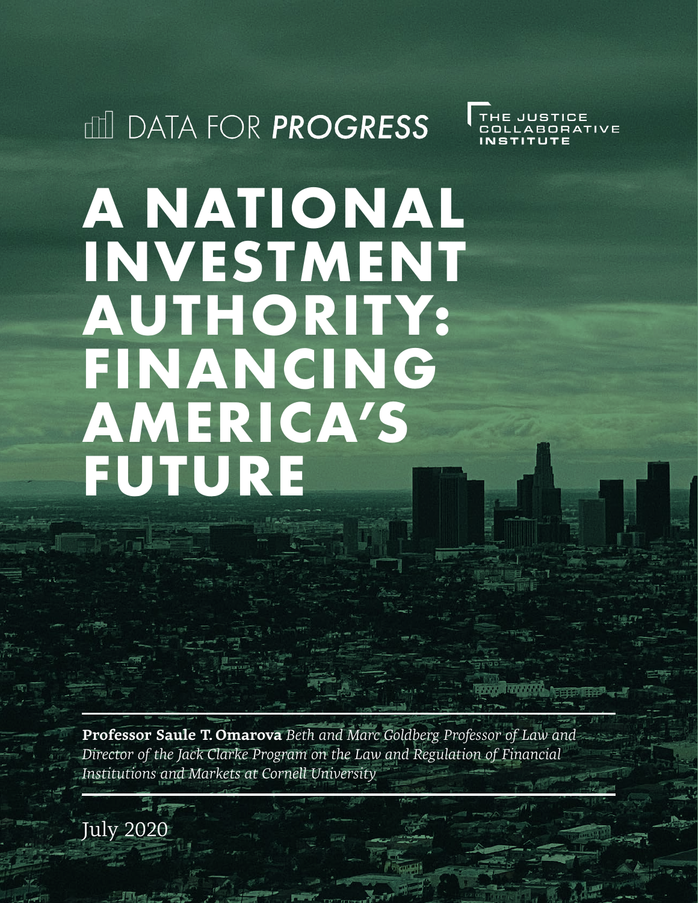DATA FOR *PROGRESS*

THE JUSTICE COLLABORATIVE INSTITUTE

# A NATIONAL INVESTMENT AUTHORITY: FINANCING AMERICA'S FUTURE

**Professor Saule T. Omarova** *Beth and Marc Goldberg Professor of Law and Director of the Jack Clarke Program on the Law and Regulation of Financial Institutions and Markets at Cornell University*

July 2020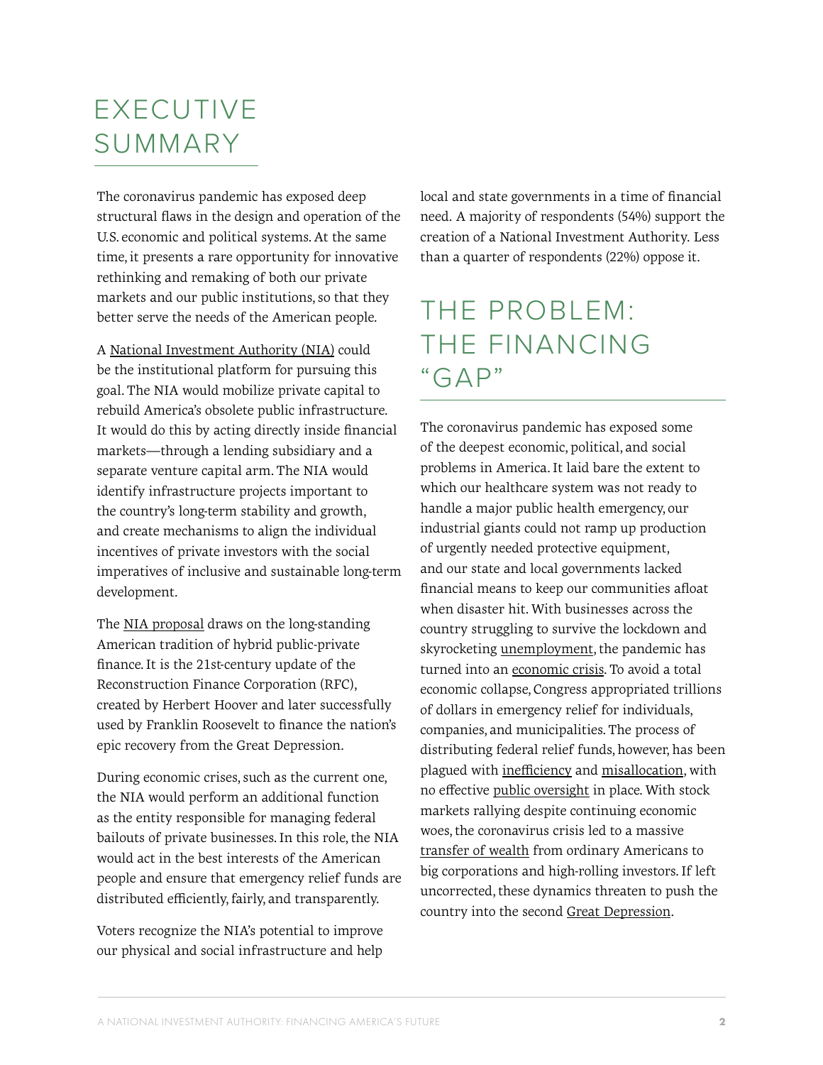# EXECUTIVE SUMMARY

The coronavirus pandemic has exposed deep structural flaws in the design and operation of the U.S. economic and political systems. At the same time, it presents a rare opportunity for innovative rethinking and remaking of both our private markets and our public institutions, so that they better serve the needs of the American people.

A National Investment Authority (NIA) could be the institutional platform for pursuing this goal. The NIA would mobilize private capital to rebuild America's obsolete public infrastructure. It would do this by acting directly inside financial markets—through a lending subsidiary and a separate venture capital arm. The NIA would identify infrastructure projects important to the country's long-term stability and growth, and create mechanisms to align the individual incentives of private investors with the social imperatives of inclusive and sustainable long-term development.

The NIA proposal draws on the long-standing American tradition of hybrid public-private finance. It is the 21st-century update of the Reconstruction Finance Corporation (RFC), created by Herbert Hoover and later successfully used by Franklin Roosevelt to finance the nation's epic recovery from the Great Depression.

During economic crises, such as the current one, the NIA would perform an additional function as the entity responsible for managing federal bailouts of private businesses. In this role, the NIA would act in the best interests of the American people and ensure that emergency relief funds are distributed efficiently, fairly, and transparently.

Voters recognize the NIA's potential to improve our physical and social infrastructure and help local and state governments in a time of financial need. A majority of respondents (54%) support the creation of a National Investment Authority. Less than a quarter of respondents (22%) oppose it.

# THE PROBLEM: THE FINANCING "GAP"

The coronavirus pandemic has exposed some of the deepest economic, political, and social problems in America. It laid bare the extent to which our healthcare system was not ready to handle a major public health emergency, our industrial giants could not ramp up production of urgently needed protective equipment, and our state and local governments lacked financial means to keep our communities afloat when disaster hit. With businesses across the country struggling to survive the lockdown and skyrocketing unemployment, the pandemic has turned into an economic crisis. To avoid a total economic collapse, Congress appropriated trillions of dollars in emergency relief for individuals, companies, and municipalities. The process of distributing federal relief funds, however, has been plagued with inefficiency and misallocation, with no effective public oversight in place. With stock markets rallying despite continuing economic woes, the coronavirus crisis led to a massive transfer of wealth from ordinary Americans to big corporations and high-rolling investors. If left uncorrected, these dynamics threaten to push the country into the second Great Depression.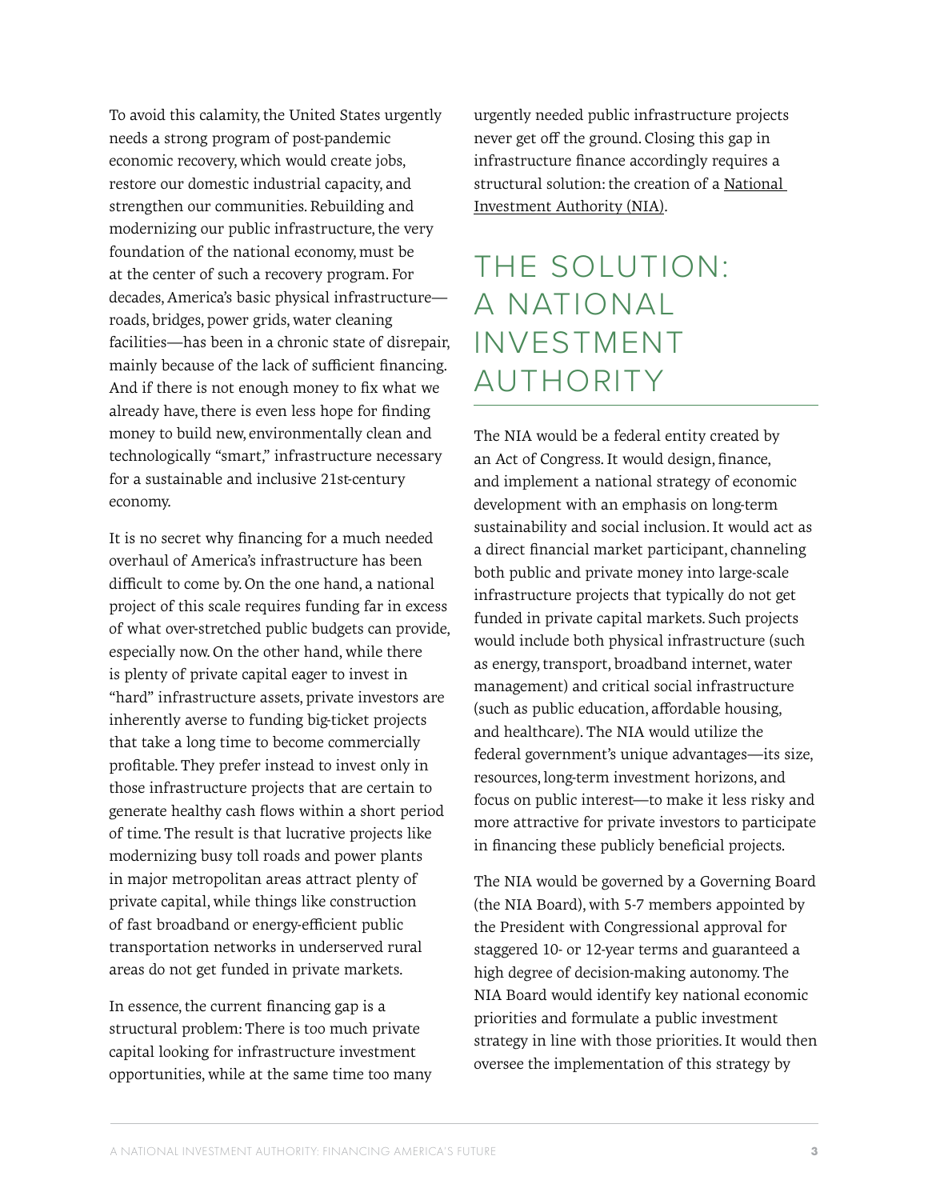To avoid this calamity, the United States urgently needs a strong program of post-pandemic economic recovery, which would create jobs, restore our domestic industrial capacity, and strengthen our communities. Rebuilding and modernizing our public infrastructure, the very foundation of the national economy, must be at the center of such a recovery program. For decades, America's basic physical infrastructure—roads, bridges, power grids, water cleaning facilities—has been in a chronic state of disrepair, mainly because of the lack of sufficient financing. And if there is not enough money to fix what we already have, there is even less hope for finding money to build new, environmentally clean and technologically "smart," infrastructure necessary for a sustainable and inclusive 21st-century economy.

It is no secret why financing for a much needed overhaul of America's infrastructure has been difficult to come by. On the one hand, a national project of this scale requires funding far in excess of what over-stretched public budgets can provide, especially now. On the other hand, while there is plenty of private capital eager to invest in "hard" infrastructure assets, private investors are inherently averse to funding big-ticket projects that take a long time to become commercially profitable. They prefer instead to invest only in those infrastructure projects that are certain to generate healthy cash flows within a short period of time. The result is that lucrative projects like modernizing busy toll roads and power plants in major metropolitan areas attract plenty of private capital, while things like construction of fast broadband or energy-efficient public transportation networks in underserved rural areas do not get funded in private markets.

In essence, the current financing gap is a structural problem: There is too much private capital looking for infrastructure investment opportunities, while at the same time too many urgently needed public infrastructure projects never get off the ground. Closing this gap in infrastructure finance accordingly requires a structural solution: the creation of a National Investment Authority (NIA).

## THE SOLUTION: A NATIONAL INVESTMENT AUTHORITY

The NIA would be a federal entity created by an Act of Congress. It would design, finance, and implement a national strategy of economic development with an emphasis on long-term sustainability and social inclusion. It would act as a direct financial market participant, channeling both public and private money into large-scale infrastructure projects that typically do not get funded in private capital markets. Such projects would include both physical infrastructure (such as energy, transport, broadband internet, water management) and critical social infrastructure (such as public education, affordable housing, and healthcare). The NIA would utilize the federal government's unique advantages—its size, resources, long-term investment horizons, and focus on public interest—to make it less risky and more attractive for private investors to participate in financing these publicly beneficial projects.

The NIA would be governed by a Governing Board (the NIA Board), with 5-7 members appointed by the President with Congressional approval for staggered 10- or 12-year terms and guaranteed a high degree of decision-making autonomy. The NIA Board would identify key national economic priorities and formulate a public investment strategy in line with those priorities. It would then oversee the implementation of this strategy by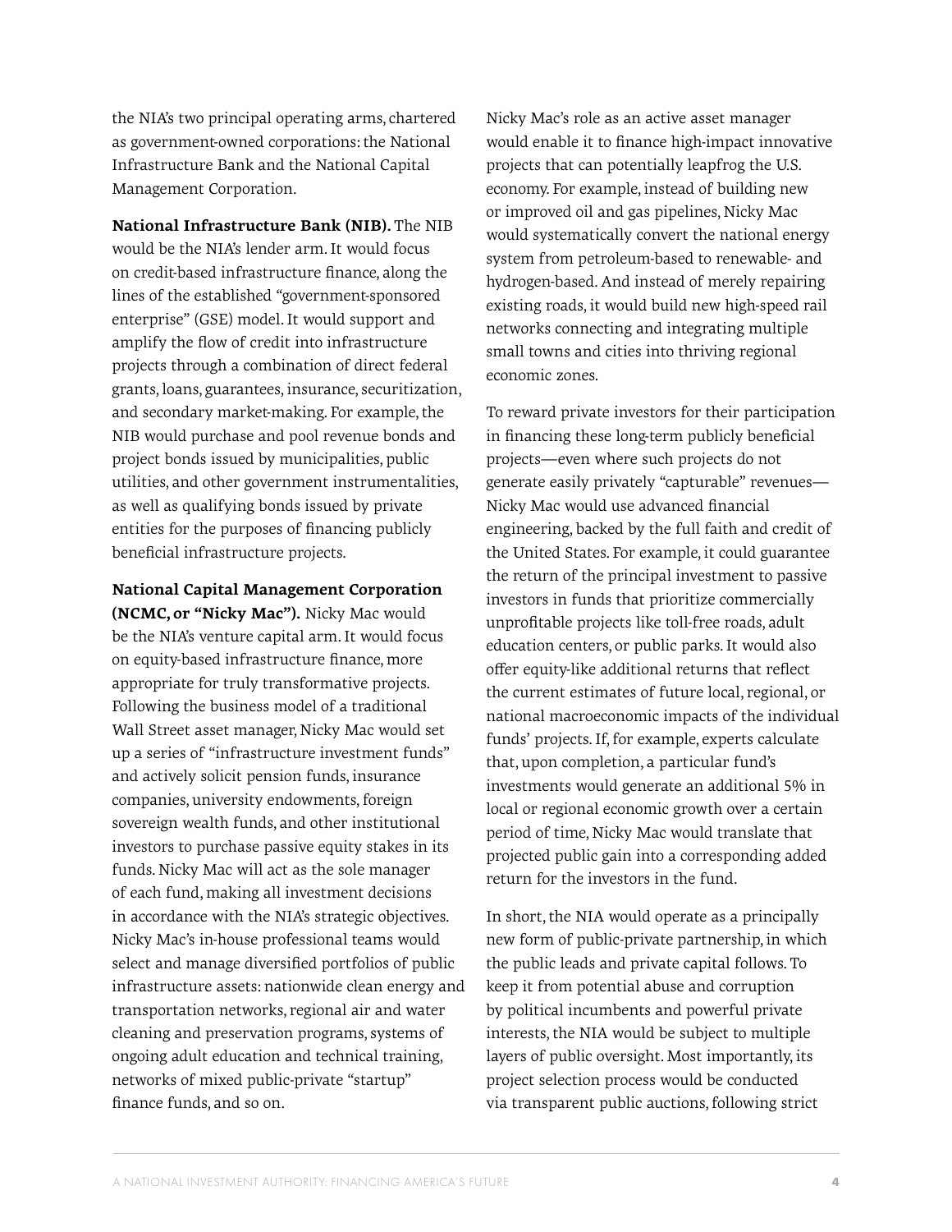the NIA's two principal operating arms, chartered as government-owned corporations: the National Infrastructure Bank and the National Capital Management Corporation.

**National Infrastructure Bank (NIB).** The NIB would be the NIA's lender arm. It would focus on credit-based infrastructure finance, along the lines of the established "government-sponsored enterprise" (GSE) model. It would support and amplify the flow of credit into infrastructure projects through a combination of direct federal grants, loans, guarantees, insurance, securitization, and secondary market-making. For example, the NIB would purchase and pool revenue bonds and project bonds issued by municipalities, public utilities, and other government instrumentalities, as well as qualifying bonds issued by private entities for the purposes of financing publicly beneficial infrastructure projects.

**National Capital Management Corporation (NCMC, or "Nicky Mac").** Nicky Mac would be the NIA's venture capital arm. It would focus on equity-based infrastructure finance, more appropriate for truly transformative projects. Following the business model of a traditional Wall Street asset manager, Nicky Mac would set up a series of "infrastructure investment funds" and actively solicit pension funds, insurance companies, university endowments, foreign sovereign wealth funds, and other institutional investors to purchase passive equity stakes in its funds. Nicky Mac will act as the sole manager of each fund, making all investment decisions in accordance with the NIA's strategic objectives. Nicky Mac's in-house professional teams would select and manage diversified portfolios of public infrastructure assets: nationwide clean energy and transportation networks, regional air and water cleaning and preservation programs, systems of ongoing adult education and technical training, networks of mixed public-private "startup" finance funds, and so on.

Nicky Mac's role as an active asset manager would enable it to finance high-impact innovative projects that can potentially leapfrog the U.S. economy. For example, instead of building new or improved oil and gas pipelines, Nicky Mac would systematically convert the national energy system from petroleum-based to renewable- and hydrogen-based. And instead of merely repairing existing roads, it would build new high-speed rail networks connecting and integrating multiple small towns and cities into thriving regional economic zones.

To reward private investors for their participation in financing these long-term publicly beneficial projects—even where such projects do not generate easily privately "capturable" revenues—Nicky Mac would use advanced financial engineering, backed by the full faith and credit of the United States. For example, it could guarantee the return of the principal investment to passive investors in funds that prioritize commercially unprofitable projects like toll-free roads, adult education centers, or public parks. It would also offer equity-like additional returns that reflect the current estimates of future local, regional, or national macroeconomic impacts of the individual funds' projects. If, for example, experts calculate that, upon completion, a particular fund's investments would generate an additional 5% in local or regional economic growth over a certain period of time, Nicky Mac would translate that projected public gain into a corresponding added return for the investors in the fund.

In short, the NIA would operate as a principally new form of public-private partnership, in which the public leads and private capital follows. To keep it from potential abuse and corruption by political incumbents and powerful private interests, the NIA would be subject to multiple layers of public oversight. Most importantly, its project selection process would be conducted via transparent public auctions, following strict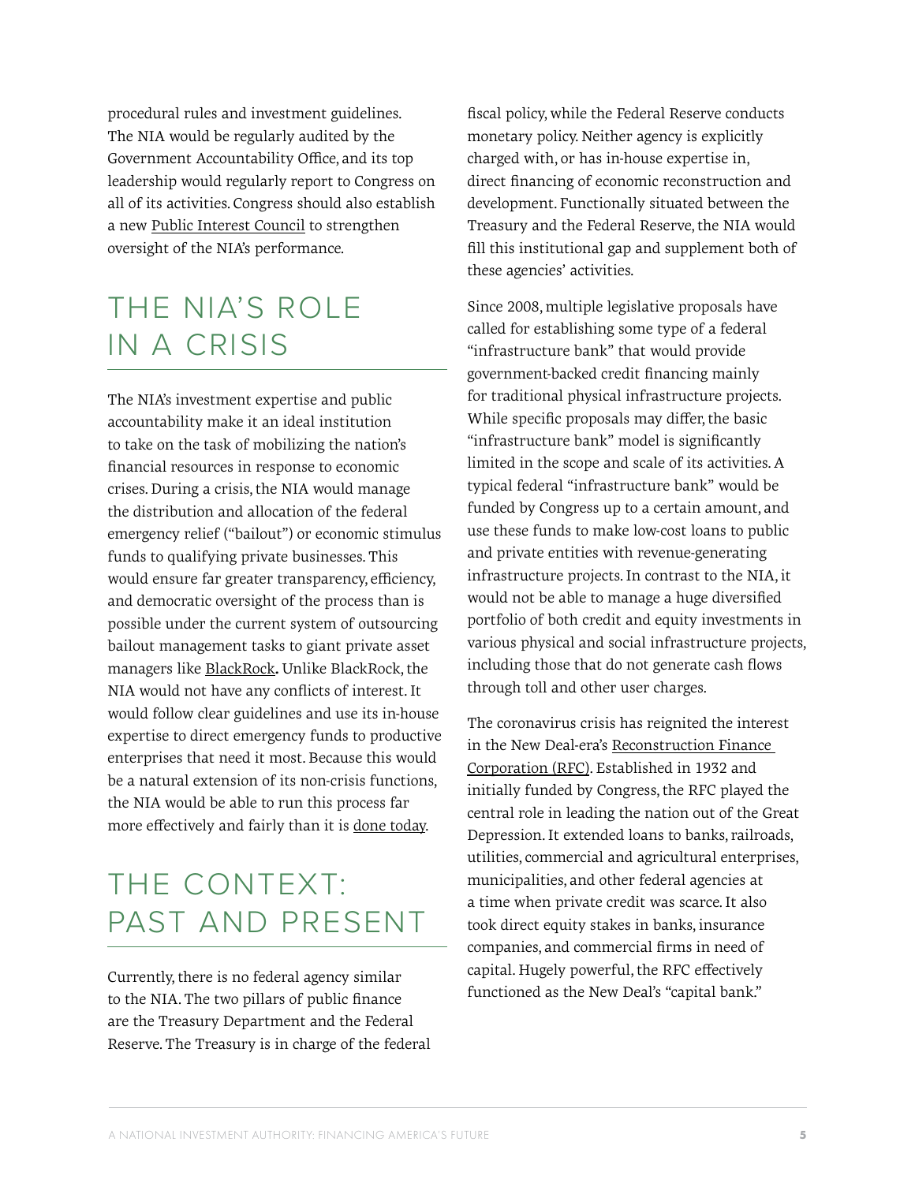procedural rules and investment guidelines. The NIA would be regularly audited by the Government Accountability Office, and its top leadership would regularly report to Congress on all of its activities. Congress should also establish a new Public Interest Council to strengthen oversight of the NIA's performance.

## THE NIA'S ROLE IN A CRISIS

The NIA's investment expertise and public accountability make it an ideal institution to take on the task of mobilizing the nation's financial resources in response to economic crises. During a crisis, the NIA would manage the distribution and allocation of the federal emergency relief ("bailout") or economic stimulus funds to qualifying private businesses. This would ensure far greater transparency, efficiency, and democratic oversight of the process than is possible under the current system of outsourcing bailout management tasks to giant private asset managers like BlackRock**.** Unlike BlackRock, the NIA would not have any conflicts of interest. It would follow clear guidelines and use its in-house expertise to direct emergency funds to productive enterprises that need it most. Because this would be a natural extension of its non-crisis functions, the NIA would be able to run this process far more effectively and fairly than it is done today.

## THE CONTEXT: PAST AND PRESENT

Currently, there is no federal agency similar to the NIA. The two pillars of public finance are the Treasury Department and the Federal Reserve. The Treasury is in charge of the federal fiscal policy, while the Federal Reserve conducts monetary policy. Neither agency is explicitly charged with, or has in-house expertise in, direct financing of economic reconstruction and development. Functionally situated between the Treasury and the Federal Reserve, the NIA would fill this institutional gap and supplement both of these agencies' activities.

Since 2008, multiple legislative proposals have called for establishing some type of a federal "infrastructure bank" that would provide government-backed credit financing mainly for traditional physical infrastructure projects. While specific proposals may differ, the basic "infrastructure bank" model is significantly limited in the scope and scale of its activities. A typical federal "infrastructure bank" would be funded by Congress up to a certain amount, and use these funds to make low-cost loans to public and private entities with revenue-generating infrastructure projects. In contrast to the NIA, it would not be able to manage a huge diversified portfolio of both credit and equity investments in various physical and social infrastructure projects, including those that do not generate cash flows through toll and other user charges.

The coronavirus crisis has reignited the interest in the New Deal-era's Reconstruction Finance Corporation (RFC). Established in 1932 and initially funded by Congress, the RFC played the central role in leading the nation out of the Great Depression. It extended loans to banks, railroads, utilities, commercial and agricultural enterprises, municipalities, and other federal agencies at a time when private credit was scarce. It also took direct equity stakes in banks, insurance companies, and commercial firms in need of capital. Hugely powerful, the RFC effectively functioned as the New Deal's "capital bank."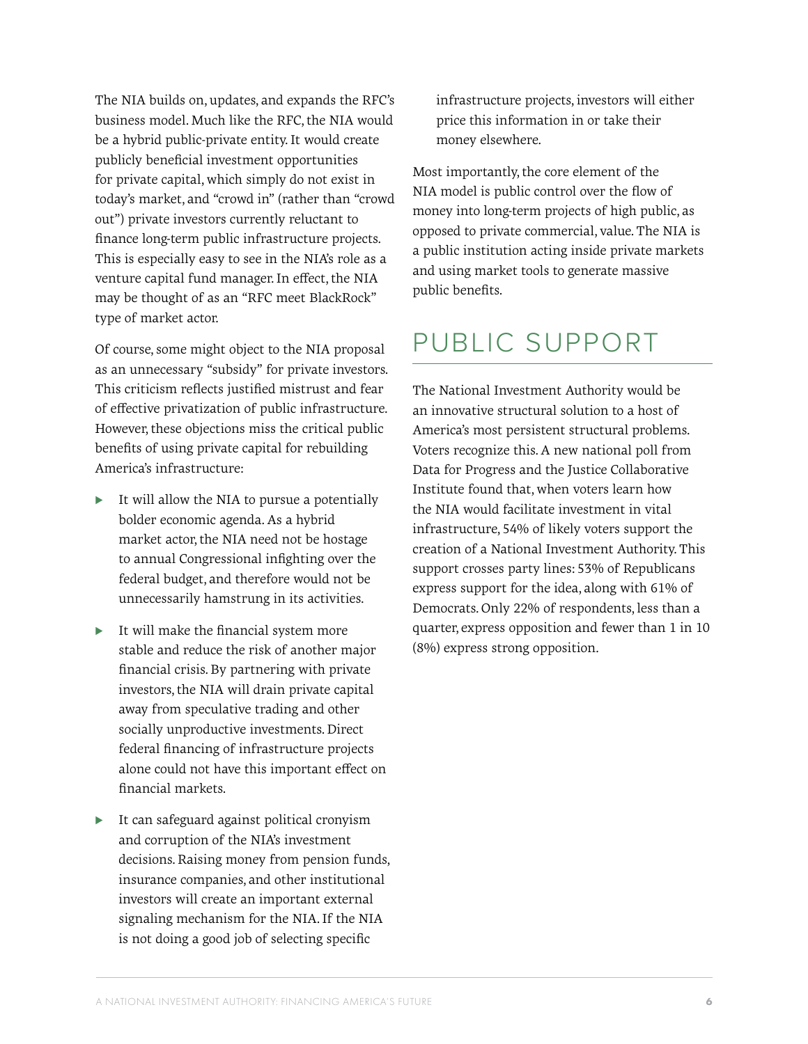The NIA builds on, updates, and expands the RFC's business model. Much like the RFC, the NIA would be a hybrid public-private entity. It would create publicly beneficial investment opportunities for private capital, which simply do not exist in today's market, and "crowd in" (rather than "crowd out") private investors currently reluctant to finance long-term public infrastructure projects. This is especially easy to see in the NIA's role as a venture capital fund manager. In effect, the NIA may be thought of as an "RFC meet BlackRock" type of market actor.

Of course, some might object to the NIA proposal as an unnecessary "subsidy" for private investors. This criticism reflects justified mistrust and fear of effective privatization of public infrastructure. However, these objections miss the critical public benefits of using private capital for rebuilding America's infrastructure:

- It will allow the NIA to pursue a potentially bolder economic agenda. As a hybrid market actor, the NIA need not be hostage to annual Congressional infighting over the federal budget, and therefore would not be unnecessarily hamstrung in its activities.
- It will make the financial system more stable and reduce the risk of another major financial crisis. By partnering with private investors, the NIA will drain private capital away from speculative trading and other socially unproductive investments. Direct federal financing of infrastructure projects alone could not have this important effect on financial markets.
- It can safeguard against political cronyism and corruption of the NIA's investment decisions. Raising money from pension funds, insurance companies, and other institutional investors will create an important external signaling mechanism for the NIA. If the NIA is not doing a good job of selecting specific infrastructure projects, investors will either price this information in or take their money elsewhere.

Most importantly, the core element of the NIA model is public control over the flow of money into long-term projects of high public, as opposed to private commercial, value. The NIA is a public institution acting inside private markets and using market tools to generate massive public benefits.

## PUBLIC SUPPORT

The National Investment Authority would be an innovative structural solution to a host of America's most persistent structural problems. Voters recognize this. A new national poll from Data for Progress and the Justice Collaborative Institute found that, when voters learn how the NIA would facilitate investment in vital infrastructure, 54% of likely voters support the creation of a National Investment Authority. This support crosses party lines: 53% of Republicans express support for the idea, along with 61% of Democrats. Only 22% of respondents, less than a quarter, express opposition and fewer than 1 in 10 (8%) express strong opposition.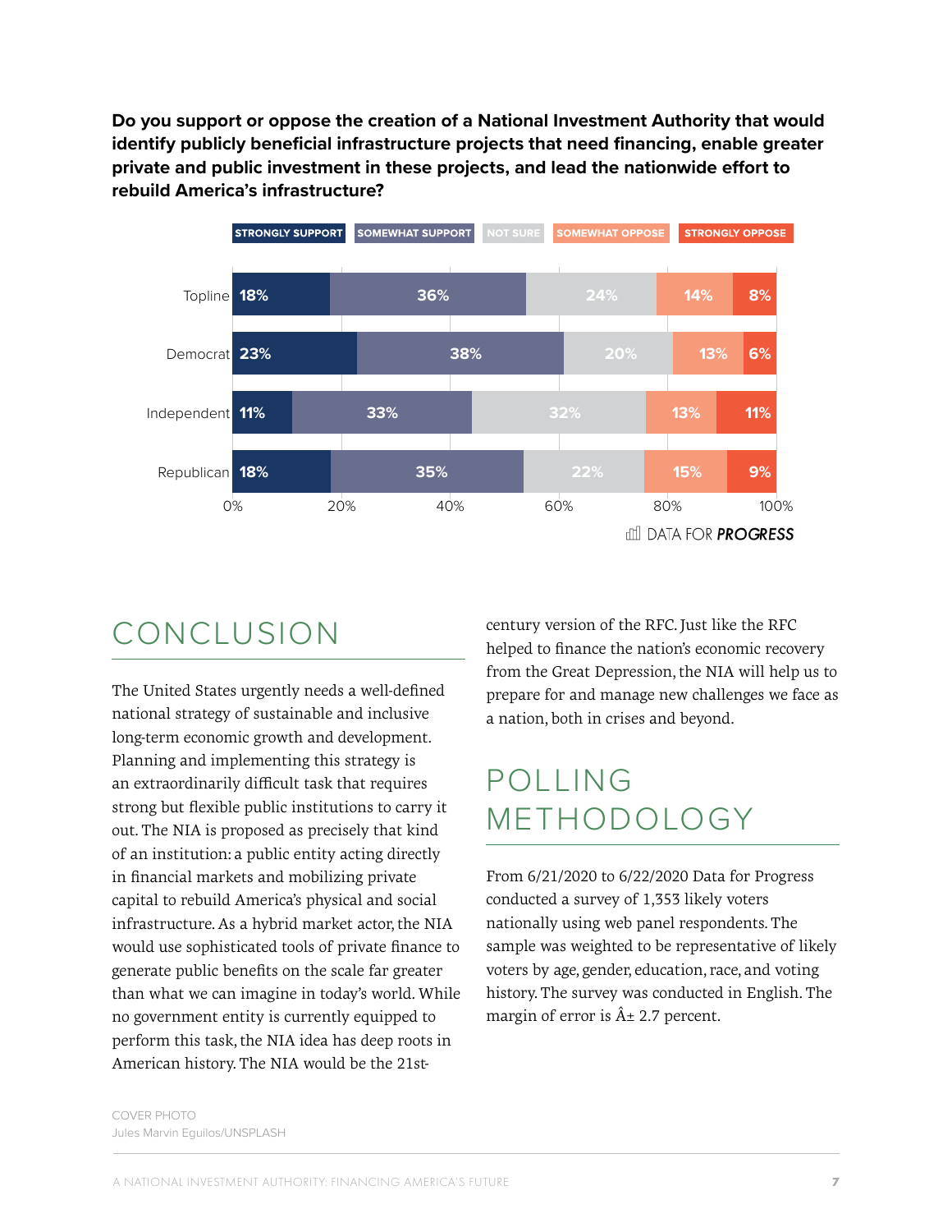**Do you support or oppose the creation of a National Investment Authority that would identify publicly beneficial infrastructure projects that need financing, enable greater private and public investment in these projects, and lead the nationwide effort to rebuild America's infrastructure?**

STRONGLY SUPPORT
SOMEWHAT SUPPORT
NOT SURE
SOMEWHAT OPPOSE
STRONGLY OPPOSE

Topline 18% 36% 24% 14% 8%
Democrat 23% 38% 20% 13% 6%
Independent 11% 33% 32% 13% 11%
Republican 18% 35% 22% 15% 9%

0% 20% 40% 60% 80% 100%

DATA FOR PROGRESS

## CONCLUSION

The United States urgently needs a well-defined national strategy of sustainable and inclusive long-term economic growth and development. Planning and implementing this strategy is an extraordinarily difficult task that requires strong but flexible public institutions to carry it out. The NIA is proposed as precisely that kind of an institution: a public entity acting directly in financial markets and mobilizing private capital to rebuild America's physical and social infrastructure. As a hybrid market actor, the NIA would use sophisticated tools of private finance to generate public benefits on the scale far greater than what we can imagine in today's world. While no government entity is currently equipped to perform this task, the NIA idea has deep roots in American history. The NIA would be the 21st-century version of the RFC. Just like the RFC helped to finance the nation's economic recovery from the Great Depression, the NIA will help us to prepare for and manage new challenges we face as a nation, both in crises and beyond.

## POLLING METHODOLOGY

From 6/21/2020 to 6/22/2020 Data for Progress conducted a survey of 1,353 likely voters nationally using web panel respondents. The sample was weighted to be representative of likely voters by age, gender, education, race, and voting history. The survey was conducted in English. The margin of error is Â± 2.7 percent.

COVER PHOTO
Jules Marvin Eguilos/UNSPLASH